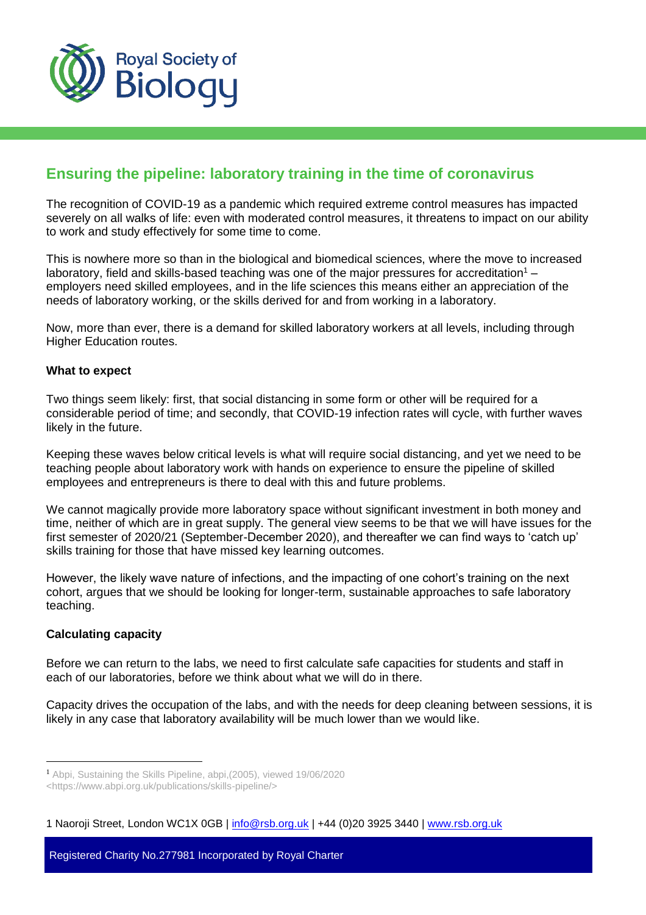## Ensuring the pipeline: laboratory training in the time of coronavirus

The recognition of COVID-19 as a pandemic which required extreme control measures has impacted severely on all walks of life: even with moderated control measures, it threatens to impact on our ability to work and study effectively for some time to come.

This is nowhere more so than in the biological and biomedical sciences, where the move to increased laboratory, field and skills-based teaching was one of the major pressures for accreditation[1] – employers need skilled employees, and in the life sciences this means either an appreciation of the needs of laboratory working, or the skills derived for and from working in a laboratory.

Now, more than ever, there is a demand for skilled laboratory workers at all levels, including through Higher Education routes.

**What to expect**

Two things seem likely: first, that social distancing in some form or other will be required for a considerable period of time; and secondly, that COVID-19 infection rates will cycle, with further waves likely in the future.

Keeping these waves below critical levels is what will require social distancing, and yet we need to be teaching people about laboratory work with hands on experience to ensure the pipeline of skilled employees and entrepreneurs is there to deal with this and future problems.

We cannot magically provide more laboratory space without significant investment in both money and time, neither of which are in great supply. The general view seems to be that we will have issues for the first semester of 2020/21 (September-December 2020), and thereafter we can find ways to 'catch up' skills training for those that have missed key learning outcomes.

However, the likely wave nature of infections, and the impacting of one cohort's training on the next cohort, argues that we should be looking for longer-term, sustainable approaches to safe laboratory teaching.

**Calculating capacity**

Before we can return to the labs, we need to first calculate safe capacities for students and staff in each of our laboratories, before we think about what we will do in there.

Capacity drives the occupation of the labs, and with the needs for deep cleaning between sessions, it is likely in any case that laboratory availability will be much lower than we would like.

---

[1] Abpi, Sustaining the Skills Pipeline, abpi,(2005), viewed 19/06/2020 <https://www.abpi.org.uk/publications/skills-pipeline/>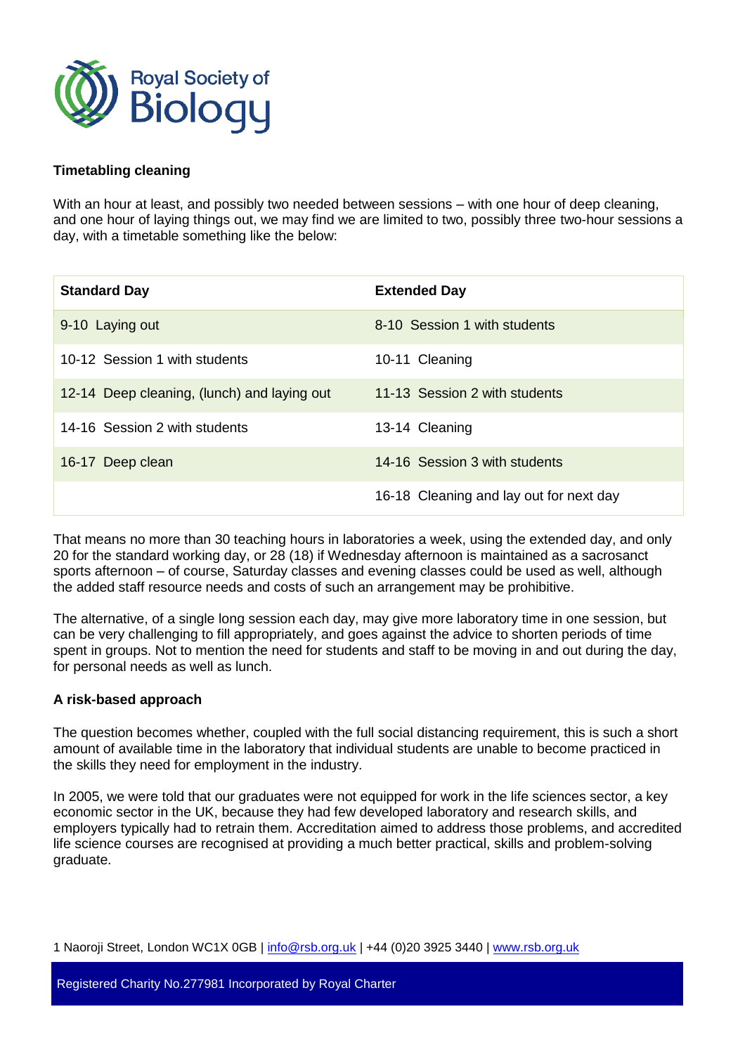**Timetabling cleaning**

With an hour at least, and possibly two needed between sessions – with one hour of deep cleaning, and one hour of laying things out, we may find we are limited to two, possibly three two-hour sessions a day, with a timetable something like the below:

| Standard Day | Extended Day |
|---|---|
| 9-10 Laying out | 8-10 Session 1 with students |
| 10-12 Session 1 with students | 10-11 Cleaning |
| 12-14 Deep cleaning, (lunch) and laying out | 11-13 Session 2 with students |
| 14-16 Session 2 with students | 13-14 Cleaning |
| 16-17 Deep clean | 14-16 Session 3 with students |
| | 16-18 Cleaning and lay out for next day |

That means no more than 30 teaching hours in laboratories a week, using the extended day, and only 20 for the standard working day, or 28 (18) if Wednesday afternoon is maintained as a sacrosanct sports afternoon – of course, Saturday classes and evening classes could be used as well, although the added staff resource needs and costs of such an arrangement may be prohibitive.

The alternative, of a single long session each day, may give more laboratory time in one session, but can be very challenging to fill appropriately, and goes against the advice to shorten periods of time spent in groups. Not to mention the need for students and staff to be moving in and out during the day, for personal needs as well as lunch.

**A risk-based approach**

The question becomes whether, coupled with the full social distancing requirement, this is such a short amount of available time in the laboratory that individual students are unable to become practiced in the skills they need for employment in the industry.

In 2005, we were told that our graduates were not equipped for work in the life sciences sector, a key economic sector in the UK, because they had few developed laboratory and research skills, and employers typically had to retrain them. Accreditation aimed to address those problems, and accredited life science courses are recognised at providing a much better practical, skills and problem-solving graduate.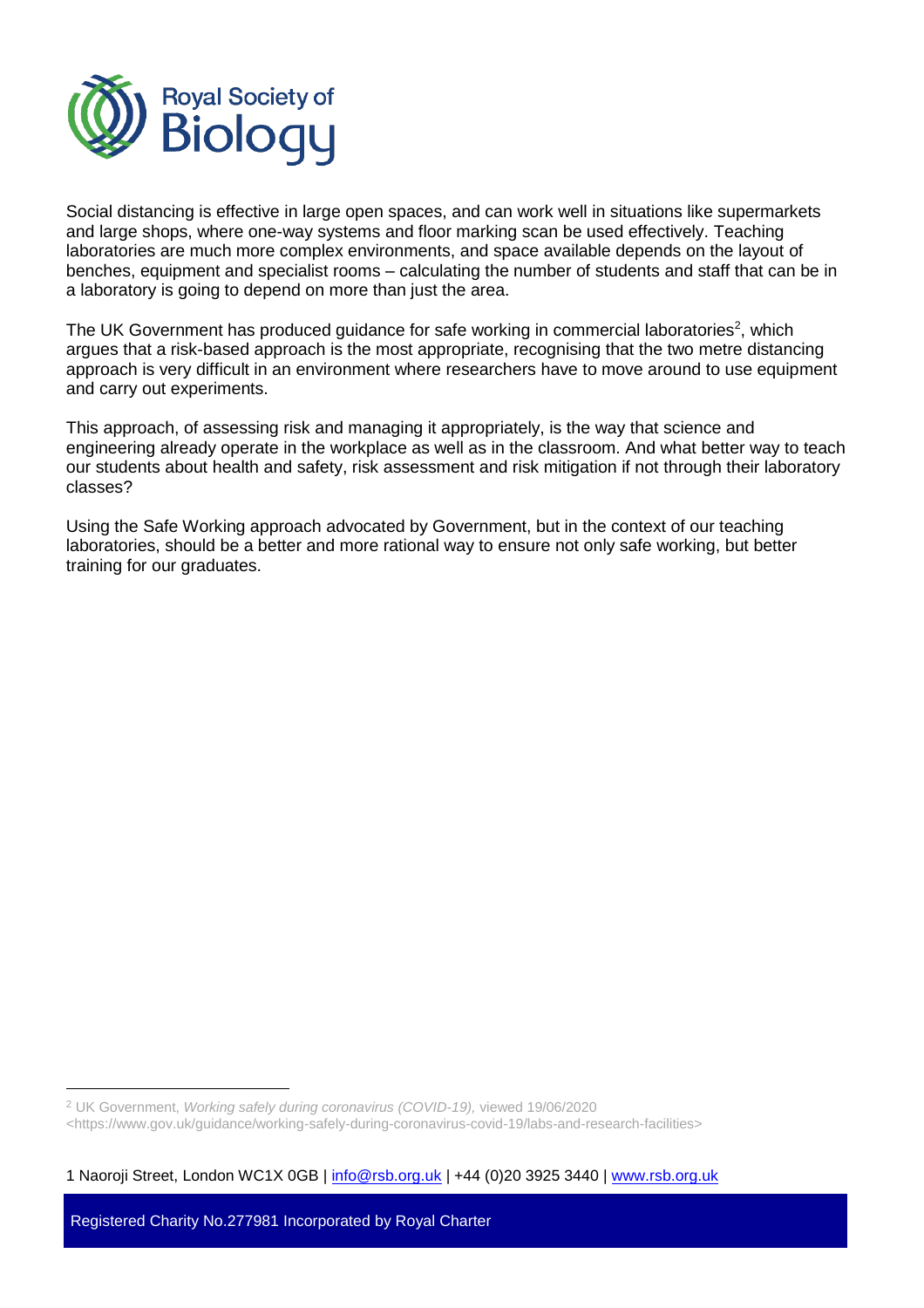Social distancing is effective in large open spaces, and can work well in situations like supermarkets and large shops, where one-way systems and floor marking scan be used effectively. Teaching laboratories are much more complex environments, and space available depends on the layout of benches, equipment and specialist rooms – calculating the number of students and staff that can be in a laboratory is going to depend on more than just the area.

The UK Government has produced guidance for safe working in commercial laboratories[2], which argues that a risk-based approach is the most appropriate, recognising that the two metre distancing approach is very difficult in an environment where researchers have to move around to use equipment and carry out experiments.

This approach, of assessing risk and managing it appropriately, is the way that science and engineering already operate in the workplace as well as in the classroom. And what better way to teach our students about health and safety, risk assessment and risk mitigation if not through their laboratory classes?

Using the Safe Working approach advocated by Government, but in the context of our teaching laboratories, should be a better and more rational way to ensure not only safe working, but better training for our graduates.

[2] UK Government, *Working safely during coronavirus (COVID-19),* viewed 19/06/2020 <https://www.gov.uk/guidance/working-safely-during-coronavirus-covid-19/labs-and-research-facilities>